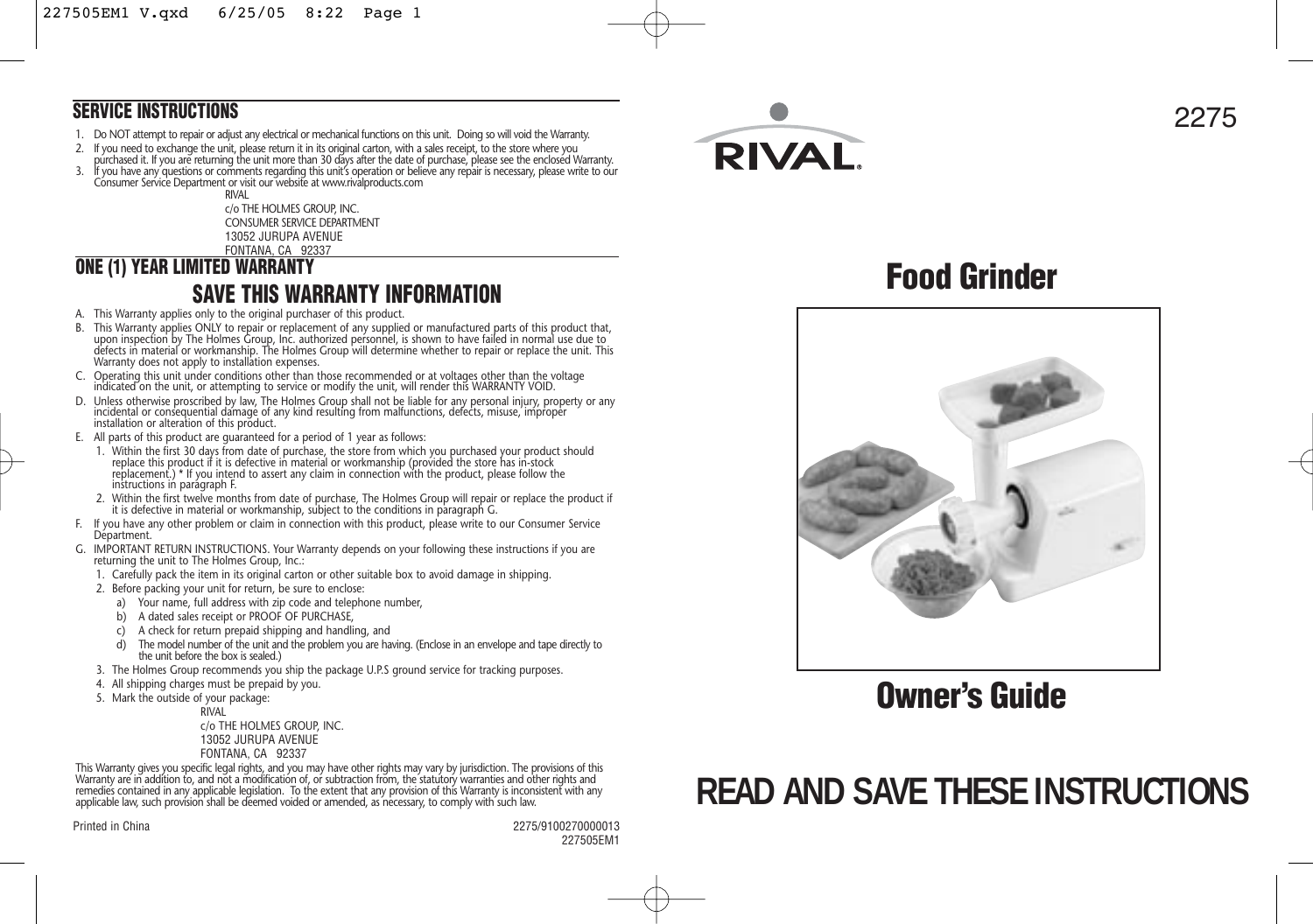## SERVICE INSTRUCTIONS

1. Do NOT attempt to repair or adjust any electrical or mechanical functions on this unit. Doing so will void the Warranty.
2. If you need to exchange the unit, please return it in its original carton, with a sales receipt, to the store where you purchased it. If you are returning the unit more than 30 days after the date of purchase, please see the enclosed Warranty.
3. If you have any questions or comments regarding this unit's operation or believe any repair is necessary, please write to our Consumer Service Department or visit our website at www.rivalproducts.com

RIVAL
c/o THE HOLMES GROUP, INC.
CONSUMER SERVICE DEPARTMENT
13052 JURUPA AVENUE
FONTANA, CA 92337

## ONE (1) YEAR LIMITED WARRANTY

## SAVE THIS WARRANTY INFORMATION

A. This Warranty applies only to the original purchaser of this product.

B. This Warranty applies ONLY to repair or replacement of any supplied or manufactured parts of this product that, upon inspection by The Holmes Group, Inc. authorized personnel, is shown to have failed in normal use due to defects in material or workmanship. The Holmes Group will determine whether to repair or replace the unit. This Warranty does not apply to installation expenses.

C. Operating this unit under conditions other than those recommended or at voltages other than the voltage indicated on the unit, or attempting to service or modify the unit, will render this WARRANTY VOID.

D. Unless otherwise proscribed by law, The Holmes Group shall not be liable for any personal injury, property or any incidental or consequential damage of any kind resulting from malfunctions, defects, misuse, improper installation or alteration of this product.

E. All parts of this product are guaranteed for a period of 1 year as follows:
   1. Within the first 30 days from date of purchase, the store from which you purchased your product should replace this product if it is defective in material or workmanship (provided the store has in-stock replacement.) * If you intend to assert any claim in connection with the product, please follow the instructions in paragraph F.
   2. Within the first twelve months from date of purchase, The Holmes Group will repair or replace the product if it is defective in material or workmanship, subject to the conditions in paragraph G.

F. If you have any other problem or claim in connection with this product, please write to our Consumer Service Department.

G. IMPORTANT RETURN INSTRUCTIONS. Your Warranty depends on your following these instructions if you are returning the unit to The Holmes Group, Inc.:
   1. Carefully pack the item in its original carton or other suitable box to avoid damage in shipping.
   2. Before packing your unit for return, be sure to enclose:
      a) Your name, full address with zip code and telephone number,
      b) A dated sales receipt or PROOF OF PURCHASE,
      c) A check for return prepaid shipping and handling, and
      d) The model number of the unit and the problem you are having. (Enclose in an envelope and tape directly to the unit before the box is sealed.)
   3. The Holmes Group recommends you ship the package U.P.S ground service for tracking purposes.
   4. All shipping charges must be prepaid by you.
   5. Mark the outside of your package:

      RIVAL
      c/o THE HOLMES GROUP, INC.
      13052 JURUPA AVENUE
      FONTANA, CA 92337

This Warranty gives you specific legal rights, and you may have other rights may vary by jurisdiction. The provisions of this Warranty are in addition to, and not a modification of, or subtraction from, the statutory warranties and other rights and remedies contained in any applicable legislation. To the extent that any provision of this Warranty is inconsistent with any applicable law, such provision shall be deemed voided or amended, as necessary, to comply with such law.

Printed in China

2275/9100270000013
227505EM1

RIVAL®

2275

# Food Grinder

# Owner's Guide

# READ AND SAVE THESE INSTRUCTIONS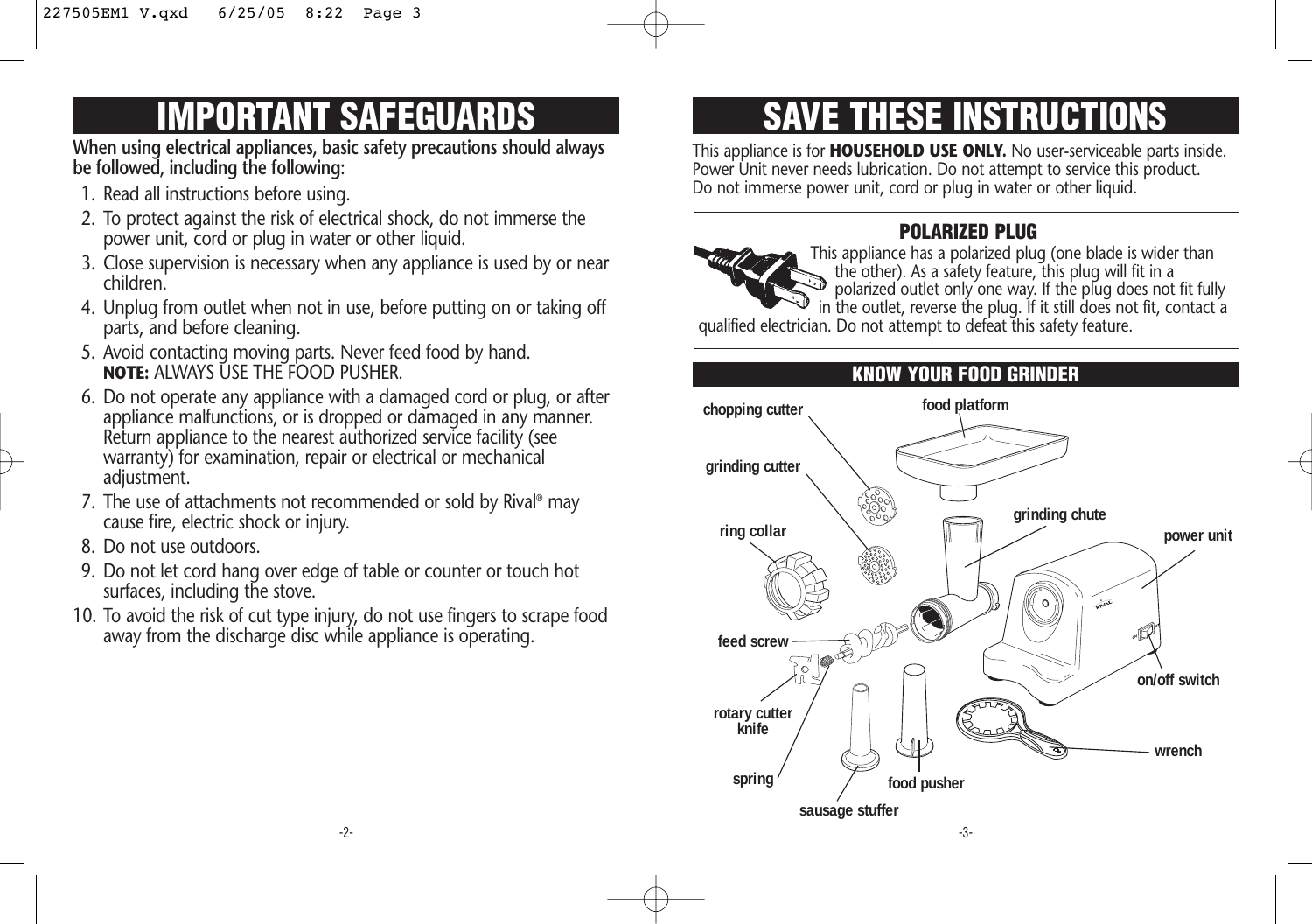# IMPORTANT SAFEGUARDS

**When using electrical appliances, basic safety precautions should always be followed, including the following:**

1. Read all instructions before using.
2. To protect against the risk of electrical shock, do not immerse the power unit, cord or plug in water or other liquid.
3. Close supervision is necessary when any appliance is used by or near children.
4. Unplug from outlet when not in use, before putting on or taking off parts, and before cleaning.
5. Avoid contacting moving parts. Never feed food by hand. **NOTE:** ALWAYS USE THE FOOD PUSHER.
6. Do not operate any appliance with a damaged cord or plug, or after appliance malfunctions, or is dropped or damaged in any manner. Return appliance to the nearest authorized service facility (see warranty) for examination, repair or electrical or mechanical adjustment.
7. The use of attachments not recommended or sold by Rival® may cause fire, electric shock or injury.
8. Do not use outdoors.
9. Do not let cord hang over edge of table or counter or touch hot surfaces, including the stove.
10. To avoid the risk of cut type injury, do not use fingers to scrape food away from the discharge disc while appliance is operating.

# SAVE THESE INSTRUCTIONS

This appliance is for **HOUSEHOLD USE ONLY.** No user-serviceable parts inside. Power Unit never needs lubrication. Do not attempt to service this product. Do not immerse power unit, cord or plug in water or other liquid.

### POLARIZED PLUG

This appliance has a polarized plug (one blade is wider than the other). As a safety feature, this plug will fit in a polarized outlet only one way. If the plug does not fit fully in the outlet, reverse the plug. If it still does not fit, contact a qualified electrician. Do not attempt to defeat this safety feature.

## KNOW YOUR FOOD GRINDER

- chopping cutter
- food platform
- grinding cutter
- grinding chute
- ring collar
- power unit
- feed screw
- on/off switch
- rotary cutter knife
- wrench
- spring
- food pusher
- sausage stuffer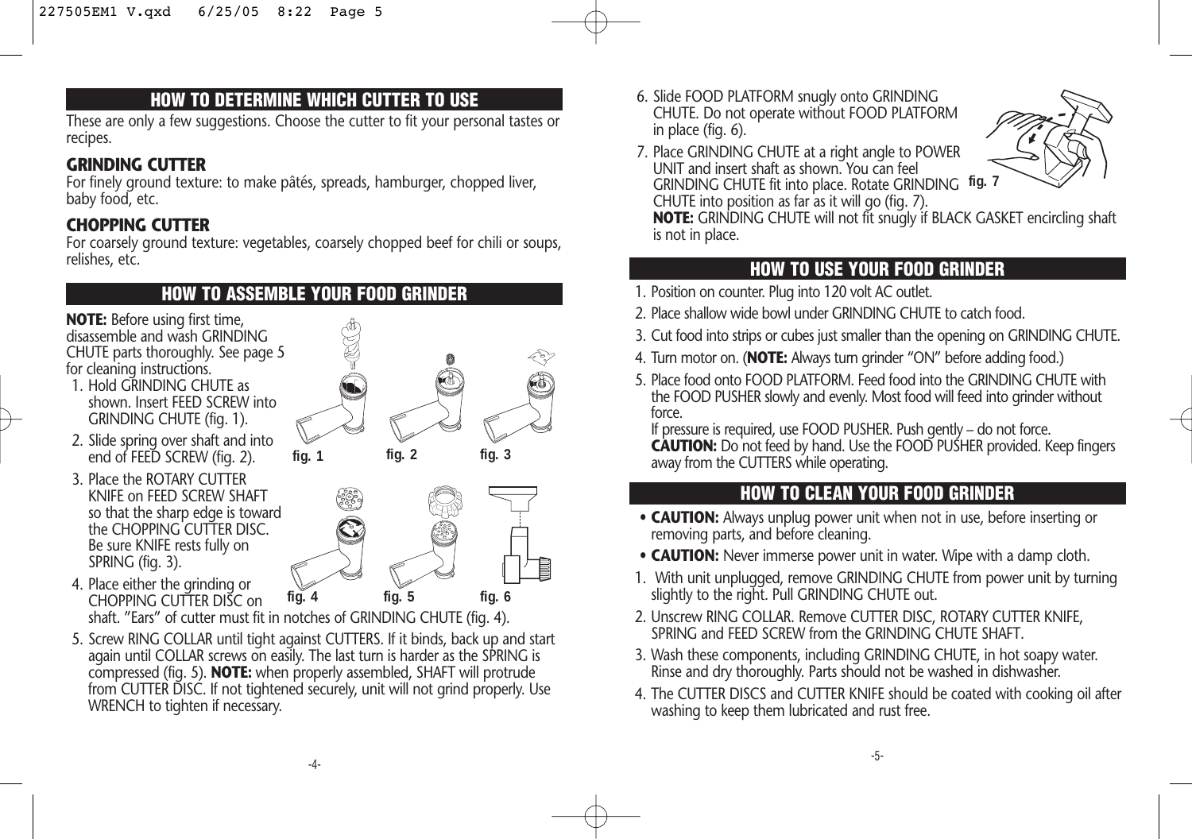## HOW TO DETERMINE WHICH CUTTER TO USE

These are only a few suggestions. Choose the cutter to fit your personal tastes or recipes.

### GRINDING CUTTER

For finely ground texture: to make pâtés, spreads, hamburger, chopped liver, baby food, etc.

### CHOPPING CUTTER

For coarsely ground texture: vegetables, coarsely chopped beef for chili or soups, relishes, etc.

## HOW TO ASSEMBLE YOUR FOOD GRINDER

**NOTE:** Before using first time, disassemble and wash GRINDING CHUTE parts thoroughly. See page 5 for cleaning instructions.

1. Hold GRINDING CHUTE as shown. Insert FEED SCREW into GRINDING CHUTE (fig. 1).
2. Slide spring over shaft and into end of FEED SCREW (fig. 2).
3. Place the ROTARY CUTTER KNIFE on FEED SCREW SHAFT so that the sharp edge is toward the CHOPPING CUTTER DISC. Be sure KNIFE rests fully on SPRING (fig. 3).
4. Place either the grinding or CHOPPING CUTTER DISC on shaft. "Ears" of cutter must fit in notches of GRINDING CHUTE (fig. 4).
5. Screw RING COLLAR until tight against CUTTERS. If it binds, back up and start again until COLLAR screws on easily. The last turn is harder as the SPRING is compressed (fig. 5). **NOTE:** when properly assembled, SHAFT will protrude from CUTTER DISC. If not tightened securely, unit will not grind properly. Use WRENCH to tighten if necessary.
6. Slide FOOD PLATFORM snugly onto GRINDING CHUTE. Do not operate without FOOD PLATFORM in place (fig. 6).
7. Place GRINDING CHUTE at a right angle to POWER UNIT and insert shaft as shown. You can feel GRINDING CHUTE fit into place. Rotate GRINDING CHUTE into position as far as it will go (fig. 7).
   **NOTE:** GRINDING CHUTE will not fit snugly if BLACK GASKET encircling shaft is not in place.

fig. 1 fig. 2 fig. 3 fig. 4 fig. 5 fig. 6 fig. 7

## HOW TO USE YOUR FOOD GRINDER

1. Position on counter. Plug into 120 volt AC outlet.
2. Place shallow wide bowl under GRINDING CHUTE to catch food.
3. Cut food into strips or cubes just smaller than the opening on GRINDING CHUTE.
4. Turn motor on. (**NOTE:** Always turn grinder "ON" before adding food.)
5. Place food onto FOOD PLATFORM. Feed food into the GRINDING CHUTE with the FOOD PUSHER slowly and evenly. Most food will feed into grinder without force.
   If pressure is required, use FOOD PUSHER. Push gently – do not force.
   **CAUTION:** Do not feed by hand. Use the FOOD PUSHER provided. Keep fingers away from the CUTTERS while operating.

## HOW TO CLEAN YOUR FOOD GRINDER

- **CAUTION:** Always unplug power unit when not in use, before inserting or removing parts, and before cleaning.
- **CAUTION:** Never immerse power unit in water. Wipe with a damp cloth.

1. With unit unplugged, remove GRINDING CHUTE from power unit by turning slightly to the right. Pull GRINDING CHUTE out.
2. Unscrew RING COLLAR. Remove CUTTER DISC, ROTARY CUTTER KNIFE, SPRING and FEED SCREW from the GRINDING CHUTE SHAFT.
3. Wash these components, including GRINDING CHUTE, in hot soapy water. Rinse and dry thoroughly. Parts should not be washed in dishwasher.
4. The CUTTER DISCS and CUTTER KNIFE should be coated with cooking oil after washing to keep them lubricated and rust free.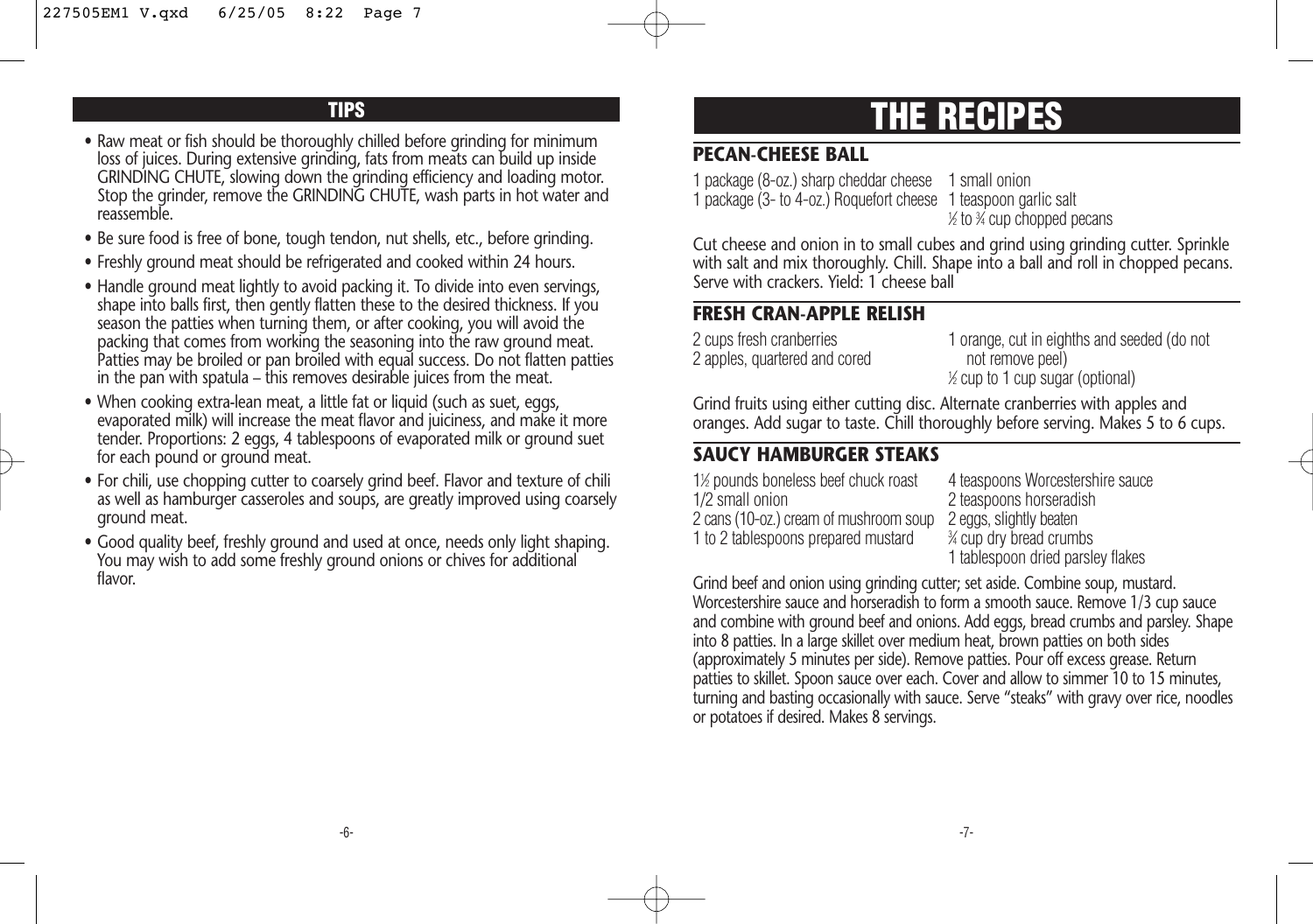## TIPS

- Raw meat or fish should be thoroughly chilled before grinding for minimum loss of juices. During extensive grinding, fats from meats can build up inside GRINDING CHUTE, slowing down the grinding efficiency and loading motor. Stop the grinder, remove the GRINDING CHUTE, wash parts in hot water and reassemble.
- Be sure food is free of bone, tough tendon, nut shells, etc., before grinding.
- Freshly ground meat should be refrigerated and cooked within 24 hours.
- Handle ground meat lightly to avoid packing it. To divide into even servings, shape into balls first, then gently flatten these to the desired thickness. If you season the patties when turning them, or after cooking, you will avoid the packing that comes from working the seasoning into the raw ground meat. Patties may be broiled or pan broiled with equal success. Do not flatten patties in the pan with spatula – this removes desirable juices from the meat.
- When cooking extra-lean meat, a little fat or liquid (such as suet, eggs, evaporated milk) will increase the meat flavor and juiciness, and make it more tender. Proportions: 2 eggs, 4 tablespoons of evaporated milk or ground suet for each pound or ground meat.
- For chili, use chopping cutter to coarsely grind beef. Flavor and texture of chili as well as hamburger casseroles and soups, are greatly improved using coarsely ground meat.
- Good quality beef, freshly ground and used at once, needs only light shaping. You may wish to add some freshly ground onions or chives for additional flavor.

# THE RECIPES

## PECAN-CHEESE BALL

1 package (8-oz.) sharp cheddar cheese
1 package (3- to 4-oz.) Roquefort cheese
1 small onion
1 teaspoon garlic salt
½ to ¾ cup chopped pecans

Cut cheese and onion in to small cubes and grind using grinding cutter. Sprinkle with salt and mix thoroughly. Chill. Shape into a ball and roll in chopped pecans. Serve with crackers. Yield: 1 cheese ball

## FRESH CRAN-APPLE RELISH

2 cups fresh cranberries
2 apples, quartered and cored
1 orange, cut in eighths and seeded (do not not remove peel)
½ cup to 1 cup sugar (optional)

Grind fruits using either cutting disc. Alternate cranberries with apples and oranges. Add sugar to taste. Chill thoroughly before serving. Makes 5 to 6 cups.

## SAUCY HAMBURGER STEAKS

1½ pounds boneless beef chuck roast
1/2 small onion
2 cans (10-oz.) cream of mushroom soup
1 to 2 tablespoons prepared mustard
4 teaspoons Worcestershire sauce
2 teaspoons horseradish
2 eggs, slightly beaten
¾ cup dry bread crumbs
1 tablespoon dried parsley flakes

Grind beef and onion using grinding cutter; set aside. Combine soup, mustard. Worcestershire sauce and horseradish to form a smooth sauce. Remove 1/3 cup sauce and combine with ground beef and onions. Add eggs, bread crumbs and parsley. Shape into 8 patties. In a large skillet over medium heat, brown patties on both sides (approximately 5 minutes per side). Remove patties. Pour off excess grease. Return patties to skillet. Spoon sauce over each. Cover and allow to simmer 10 to 15 minutes, turning and basting occasionally with sauce. Serve "steaks" with gravy over rice, noodles or potatoes if desired. Makes 8 servings.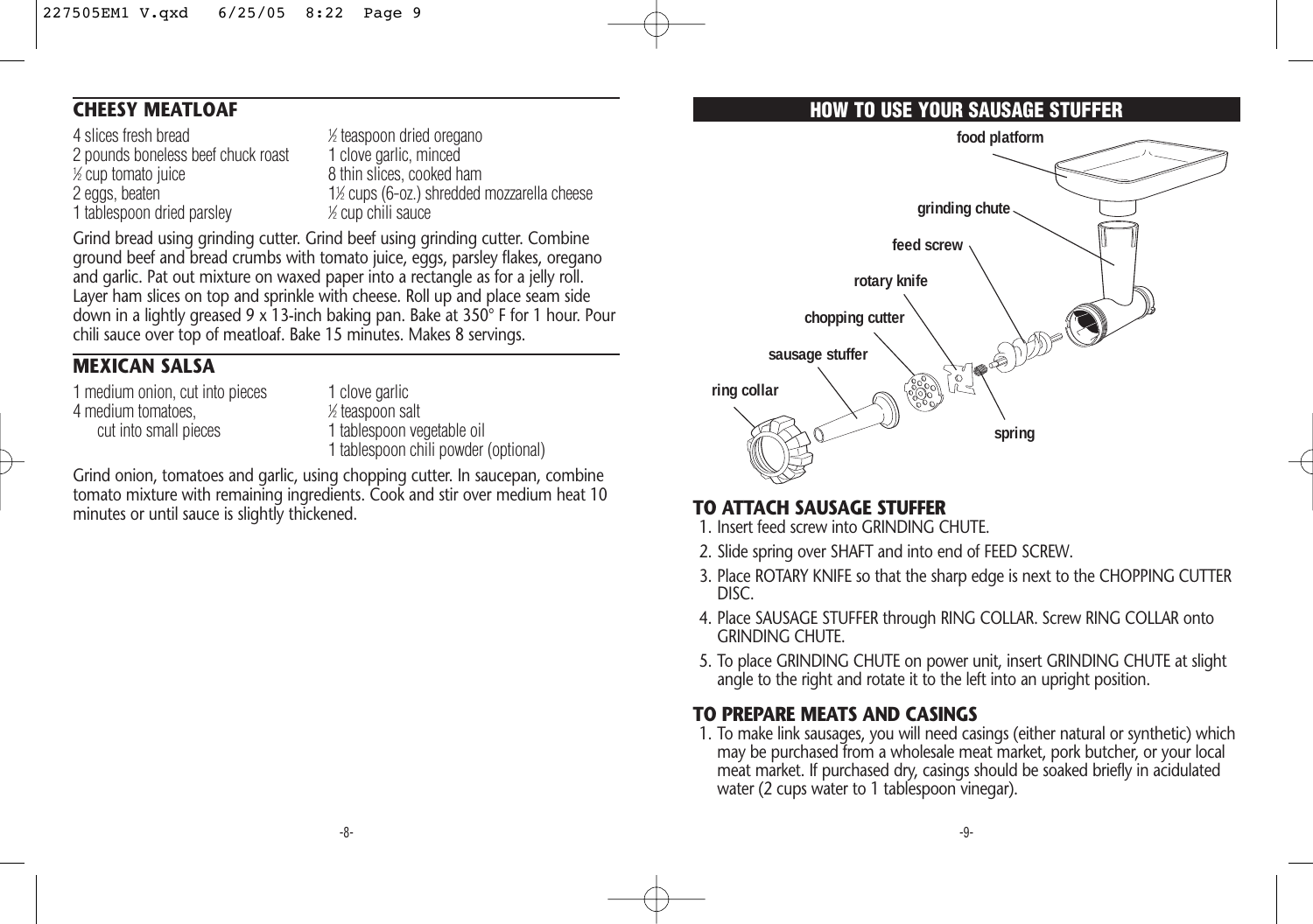## CHEESY MEATLOAF

4 slices fresh bread
2 pounds boneless beef chuck roast
½ cup tomato juice
2 eggs, beaten
1 tablespoon dried parsley
½ teaspoon dried oregano
1 clove garlic, minced
8 thin slices, cooked ham
1½ cups (6-oz.) shredded mozzarella cheese
½ cup chili sauce

Grind bread using grinding cutter. Grind beef using grinding cutter. Combine ground beef and bread crumbs with tomato juice, eggs, parsley flakes, oregano and garlic. Pat out mixture on waxed paper into a rectangle as for a jelly roll. Layer ham slices on top and sprinkle with cheese. Roll up and place seam side down in a lightly greased 9 x 13-inch baking pan. Bake at 350° F for 1 hour. Pour chili sauce over top of meatloaf. Bake 15 minutes. Makes 8 servings.

## MEXICAN SALSA

1 medium onion, cut into pieces
4 medium tomatoes,
  cut into small pieces
1 clove garlic
½ teaspoon salt
1 tablespoon vegetable oil
1 tablespoon chili powder (optional)

Grind onion, tomatoes and garlic, using chopping cutter. In saucepan, combine tomato mixture with remaining ingredients. Cook and stir over medium heat 10 minutes or until sauce is slightly thickened.

## HOW TO USE YOUR SAUSAGE STUFFER

food platform
grinding chute
feed screw
rotary knife
chopping cutter
sausage stuffer
ring collar
spring

### TO ATTACH SAUSAGE STUFFER

1. Insert feed screw into GRINDING CHUTE.
2. Slide spring over SHAFT and into end of FEED SCREW.
3. Place ROTARY KNIFE so that the sharp edge is next to the CHOPPING CUTTER DISC.
4. Place SAUSAGE STUFFER through RING COLLAR. Screw RING COLLAR onto GRINDING CHUTE.
5. To place GRINDING CHUTE on power unit, insert GRINDING CHUTE at slight angle to the right and rotate it to the left into an upright position.

### TO PREPARE MEATS AND CASINGS

1. To make link sausages, you will need casings (either natural or synthetic) which may be purchased from a wholesale meat market, pork butcher, or your local meat market. If purchased dry, casings should be soaked briefly in acidulated water (2 cups water to 1 tablespoon vinegar).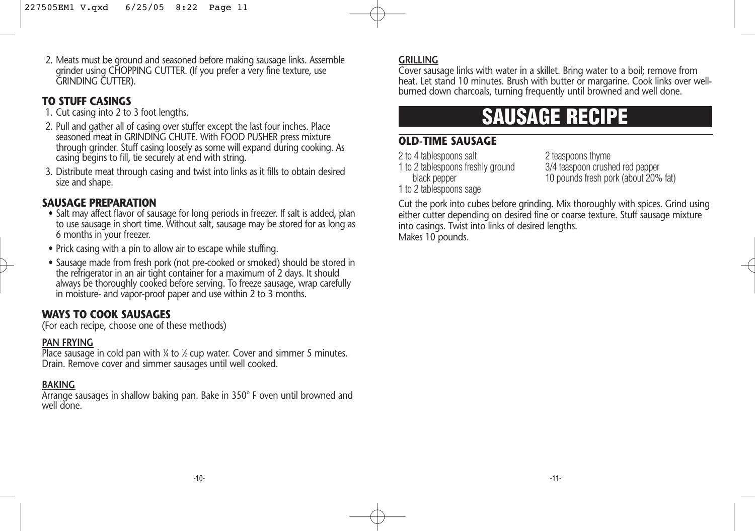2. Meats must be ground and seasoned before making sausage links. Assemble grinder using CHOPPING CUTTER. (If you prefer a very fine texture, use GRINDING CUTTER).

### TO STUFF CASINGS

1. Cut casing into 2 to 3 foot lengths.
2. Pull and gather all of casing over stuffer except the last four inches. Place seasoned meat in GRINDING CHUTE. With FOOD PUSHER press mixture through grinder. Stuff casing loosely as some will expand during cooking. As casing begins to fill, tie securely at end with string.
3. Distribute meat through casing and twist into links as it fills to obtain desired size and shape.

### SAUSAGE PREPARATION

- Salt may affect flavor of sausage for long periods in freezer. If salt is added, plan to use sausage in short time. Without salt, sausage may be stored for as long as 6 months in your freezer.
- Prick casing with a pin to allow air to escape while stuffing.
- Sausage made from fresh pork (not pre-cooked or smoked) should be stored in the refrigerator in an air tight container for a maximum of 2 days. It should always be thoroughly cooked before serving. To freeze sausage, wrap carefully in moisture- and vapor-proof paper and use within 2 to 3 months.

### WAYS TO COOK SAUSAGES

(For each recipe, choose one of these methods)

**PAN FRYING**
Place sausage in cold pan with ¼ to ½ cup water. Cover and simmer 5 minutes. Drain. Remove cover and simmer sausages until well cooked.

**BAKING**
Arrange sausages in shallow baking pan. Bake in 350° F oven until browned and well done.

**GRILLING**
Cover sausage links with water in a skillet. Bring water to a boil; remove from heat. Let stand 10 minutes. Brush with butter or margarine. Cook links over well-burned down charcoals, turning frequently until browned and well done.

# SAUSAGE RECIPE

### OLD-TIME SAUSAGE

2 to 4 tablespoons salt
1 to 2 tablespoons freshly ground black pepper
1 to 2 tablespoons sage
2 teaspoons thyme
3/4 teaspoon crushed red pepper
10 pounds fresh pork (about 20% fat)

Cut the pork into cubes before grinding. Mix thoroughly with spices. Grind using either cutter depending on desired fine or coarse texture. Stuff sausage mixture into casings. Twist into links of desired lengths.
Makes 10 pounds.